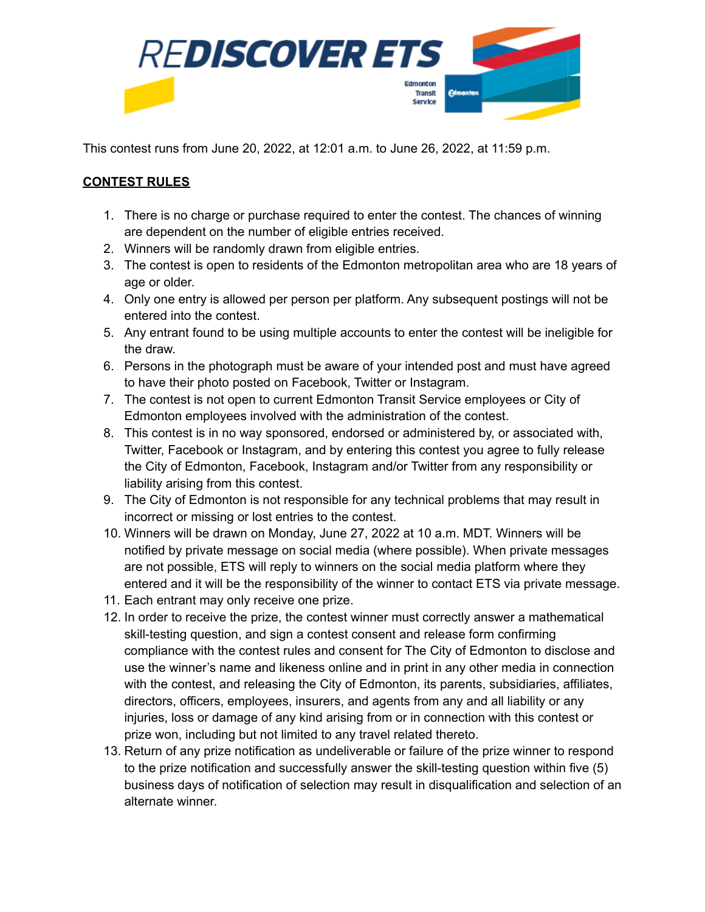# REDISCOVER ETS

Edmonton Transit Service

This contest runs from June 20, 2022, at 12:01 a.m. to June 26, 2022, at 11:59 p.m.

## CONTEST RULES

1. There is no charge or purchase required to enter the contest. The chances of winning are dependent on the number of eligible entries received.
2. Winners will be randomly drawn from eligible entries.
3. The contest is open to residents of the Edmonton metropolitan area who are 18 years of age or older.
4. Only one entry is allowed per person per platform. Any subsequent postings will not be entered into the contest.
5. Any entrant found to be using multiple accounts to enter the contest will be ineligible for the draw.
6. Persons in the photograph must be aware of your intended post and must have agreed to have their photo posted on Facebook, Twitter or Instagram.
7. The contest is not open to current Edmonton Transit Service employees or City of Edmonton employees involved with the administration of the contest.
8. This contest is in no way sponsored, endorsed or administered by, or associated with, Twitter, Facebook or Instagram, and by entering this contest you agree to fully release the City of Edmonton, Facebook, Instagram and/or Twitter from any responsibility or liability arising from this contest.
9. The City of Edmonton is not responsible for any technical problems that may result in incorrect or missing or lost entries to the contest.
10. Winners will be drawn on Monday, June 27, 2022 at 10 a.m. MDT. Winners will be notified by private message on social media (where possible). When private messages are not possible, ETS will reply to winners on the social media platform where they entered and it will be the responsibility of the winner to contact ETS via private message.
11. Each entrant may only receive one prize.
12. In order to receive the prize, the contest winner must correctly answer a mathematical skill-testing question, and sign a contest consent and release form confirming compliance with the contest rules and consent for The City of Edmonton to disclose and use the winner's name and likeness online and in print in any other media in connection with the contest, and releasing the City of Edmonton, its parents, subsidiaries, affiliates, directors, officers, employees, insurers, and agents from any and all liability or any injuries, loss or damage of any kind arising from or in connection with this contest or prize won, including but not limited to any travel related thereto.
13. Return of any prize notification as undeliverable or failure of the prize winner to respond to the prize notification and successfully answer the skill-testing question within five (5) business days of notification of selection may result in disqualification and selection of an alternate winner.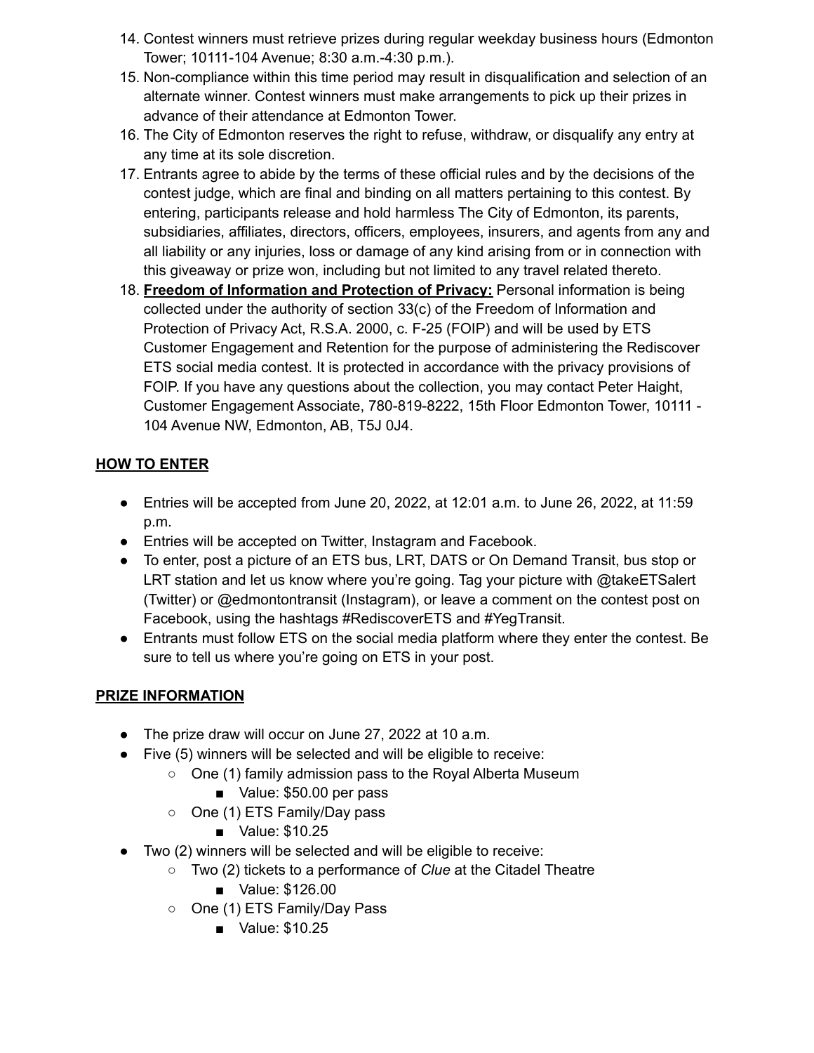14. Contest winners must retrieve prizes during regular weekday business hours (Edmonton Tower; 10111-104 Avenue; 8:30 a.m.-4:30 p.m.).
15. Non-compliance within this time period may result in disqualification and selection of an alternate winner. Contest winners must make arrangements to pick up their prizes in advance of their attendance at Edmonton Tower.
16. The City of Edmonton reserves the right to refuse, withdraw, or disqualify any entry at any time at its sole discretion.
17. Entrants agree to abide by the terms of these official rules and by the decisions of the contest judge, which are final and binding on all matters pertaining to this contest. By entering, participants release and hold harmless The City of Edmonton, its parents, subsidiaries, affiliates, directors, officers, employees, insurers, and agents from any and all liability or any injuries, loss or damage of any kind arising from or in connection with this giveaway or prize won, including but not limited to any travel related thereto.
18. **Freedom of Information and Protection of Privacy:** Personal information is being collected under the authority of section 33(c) of the Freedom of Information and Protection of Privacy Act, R.S.A. 2000, c. F-25 (FOIP) and will be used by ETS Customer Engagement and Retention for the purpose of administering the Rediscover ETS social media contest. It is protected in accordance with the privacy provisions of FOIP. If you have any questions about the collection, you may contact Peter Haight, Customer Engagement Associate, 780-819-8222, 15th Floor Edmonton Tower, 10111 - 104 Avenue NW, Edmonton, AB, T5J 0J4.

## HOW TO ENTER

- Entries will be accepted from June 20, 2022, at 12:01 a.m. to June 26, 2022, at 11:59 p.m.
- Entries will be accepted on Twitter, Instagram and Facebook.
- To enter, post a picture of an ETS bus, LRT, DATS or On Demand Transit, bus stop or LRT station and let us know where you're going. Tag your picture with @takeETSalert (Twitter) or @edmontontransit (Instagram), or leave a comment on the contest post on Facebook, using the hashtags #RediscoverETS and #YegTransit.
- Entrants must follow ETS on the social media platform where they enter the contest. Be sure to tell us where you're going on ETS in your post.

## PRIZE INFORMATION

- The prize draw will occur on June 27, 2022 at 10 a.m.
- Five (5) winners will be selected and will be eligible to receive:
  - One (1) family admission pass to the Royal Alberta Museum
    - Value: $50.00 per pass
  - One (1) ETS Family/Day pass
    - Value: $10.25
- Two (2) winners will be selected and will be eligible to receive:
  - Two (2) tickets to a performance of *Clue* at the Citadel Theatre
    - Value: $126.00
  - One (1) ETS Family/Day Pass
    - Value: $10.25